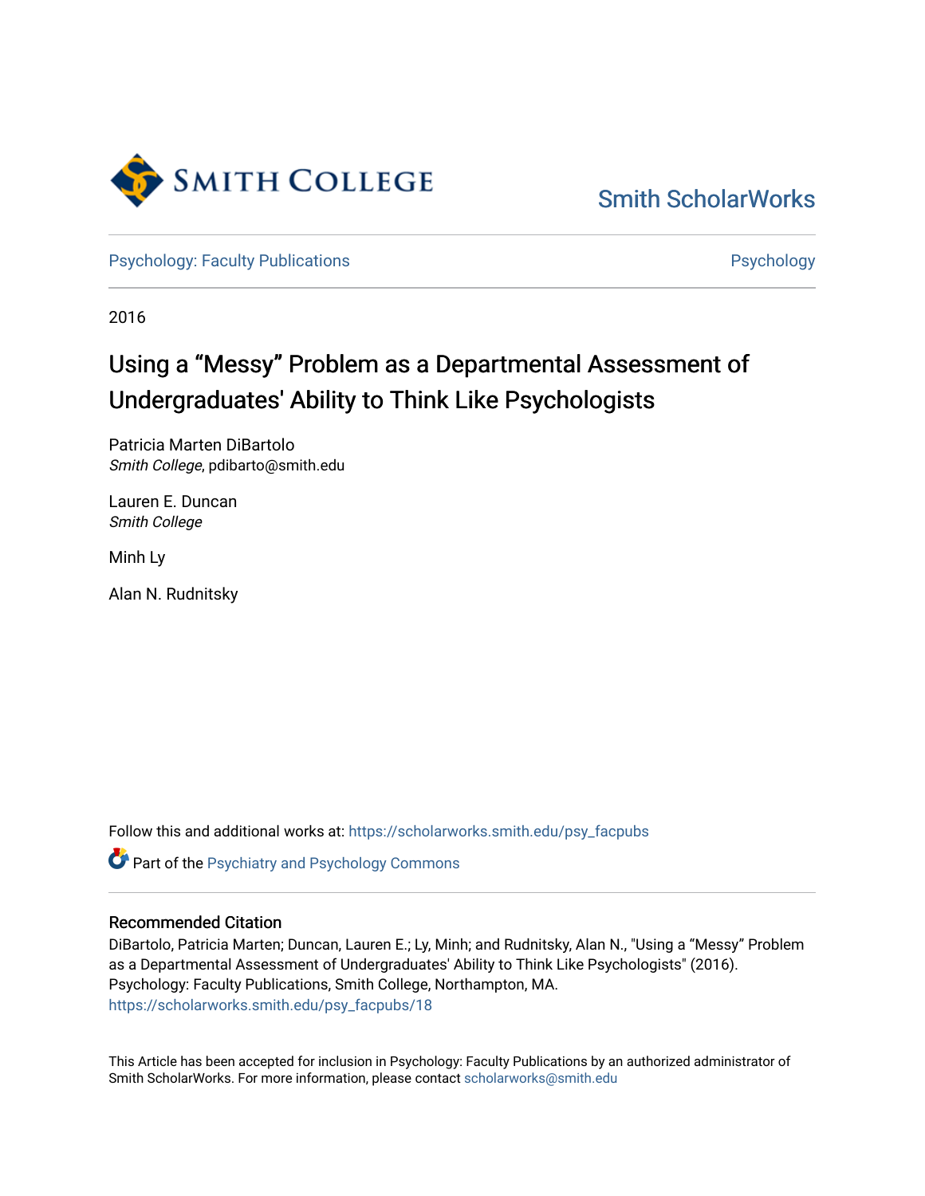Smith College

Smith ScholarWorks

Psychology: Faculty Publications

Psychology

2016

# Using a “Messy” Problem as a Departmental Assessment of Undergraduates' Ability to Think Like Psychologists

Patricia Marten DiBartolo
*Smith College*, pdibarto@smith.edu

Lauren E. Duncan
*Smith College*

Minh Ly

Alan N. Rudnitsky

Follow this and additional works at: https://scholarworks.smith.edu/psy_facpubs

Part of the Psychiatry and Psychology Commons

## Recommended Citation

DiBartolo, Patricia Marten; Duncan, Lauren E.; Ly, Minh; and Rudnitsky, Alan N., "Using a “Messy” Problem as a Departmental Assessment of Undergraduates' Ability to Think Like Psychologists" (2016). Psychology: Faculty Publications, Smith College, Northampton, MA.
https://scholarworks.smith.edu/psy_facpubs/18

This Article has been accepted for inclusion in Psychology: Faculty Publications by an authorized administrator of Smith ScholarWorks. For more information, please contact scholarworks@smith.edu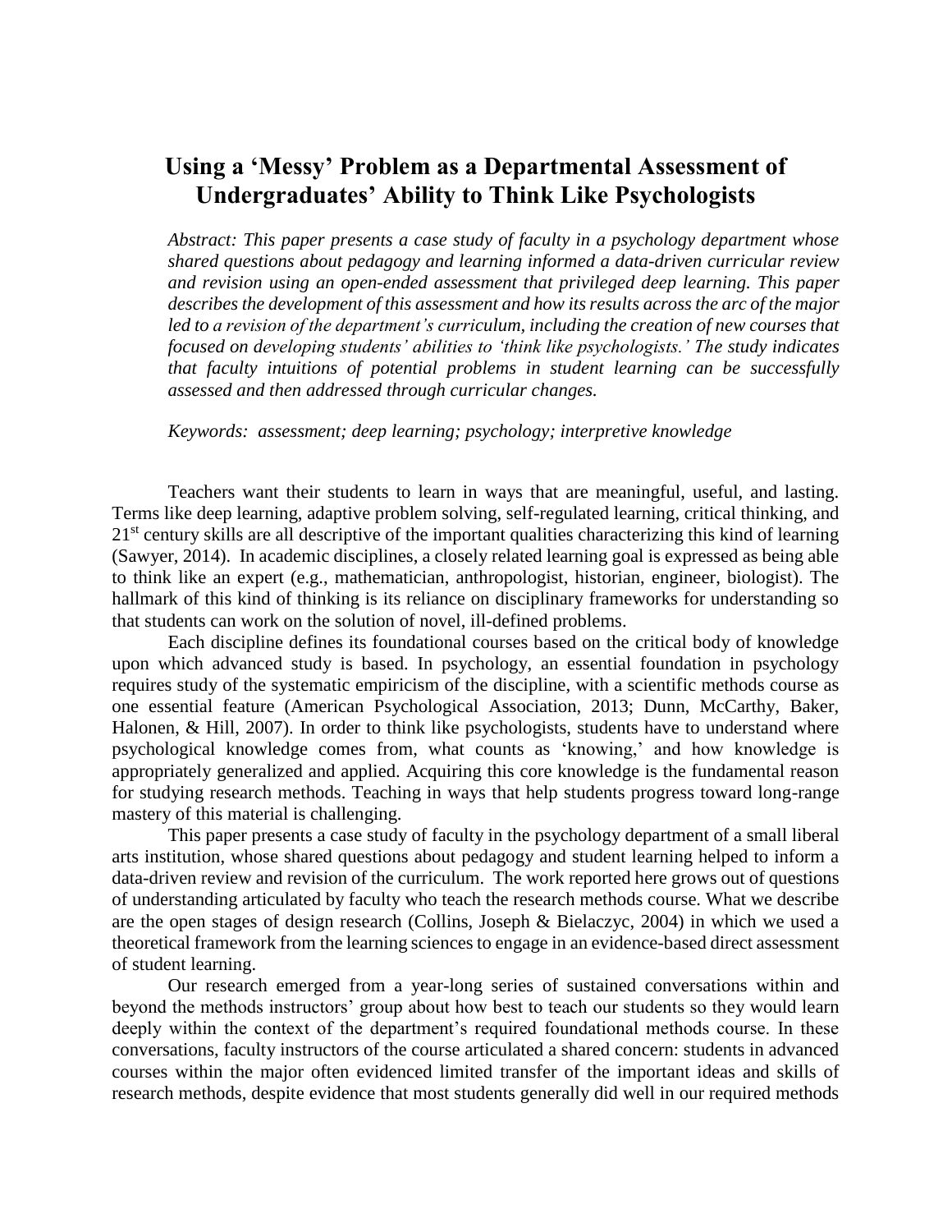# Using a 'Messy' Problem as a Departmental Assessment of Undergraduates' Ability to Think Like Psychologists

*Abstract: This paper presents a case study of faculty in a psychology department whose shared questions about pedagogy and learning informed a data-driven curricular review and revision using an open-ended assessment that privileged deep learning. This paper describes the development of this assessment and how its results across the arc of the major led to a revision of the department's curriculum, including the creation of new courses that focused on developing students' abilities to 'think like psychologists.' The study indicates that faculty intuitions of potential problems in student learning can be successfully assessed and then addressed through curricular changes.*

*Keywords: assessment; deep learning; psychology; interpretive knowledge*

Teachers want their students to learn in ways that are meaningful, useful, and lasting. Terms like deep learning, adaptive problem solving, self-regulated learning, critical thinking, and 21st century skills are all descriptive of the important qualities characterizing this kind of learning (Sawyer, 2014). In academic disciplines, a closely related learning goal is expressed as being able to think like an expert (e.g., mathematician, anthropologist, historian, engineer, biologist). The hallmark of this kind of thinking is its reliance on disciplinary frameworks for understanding so that students can work on the solution of novel, ill-defined problems.

Each discipline defines its foundational courses based on the critical body of knowledge upon which advanced study is based. In psychology, an essential foundation in psychology requires study of the systematic empiricism of the discipline, with a scientific methods course as one essential feature (American Psychological Association, 2013; Dunn, McCarthy, Baker, Halonen, & Hill, 2007). In order to think like psychologists, students have to understand where psychological knowledge comes from, what counts as 'knowing,' and how knowledge is appropriately generalized and applied. Acquiring this core knowledge is the fundamental reason for studying research methods. Teaching in ways that help students progress toward long-range mastery of this material is challenging.

This paper presents a case study of faculty in the psychology department of a small liberal arts institution, whose shared questions about pedagogy and student learning helped to inform a data-driven review and revision of the curriculum. The work reported here grows out of questions of understanding articulated by faculty who teach the research methods course. What we describe are the open stages of design research (Collins, Joseph & Bielaczyc, 2004) in which we used a theoretical framework from the learning sciences to engage in an evidence-based direct assessment of student learning.

Our research emerged from a year-long series of sustained conversations within and beyond the methods instructors' group about how best to teach our students so they would learn deeply within the context of the department's required foundational methods course. In these conversations, faculty instructors of the course articulated a shared concern: students in advanced courses within the major often evidenced limited transfer of the important ideas and skills of research methods, despite evidence that most students generally did well in our required methods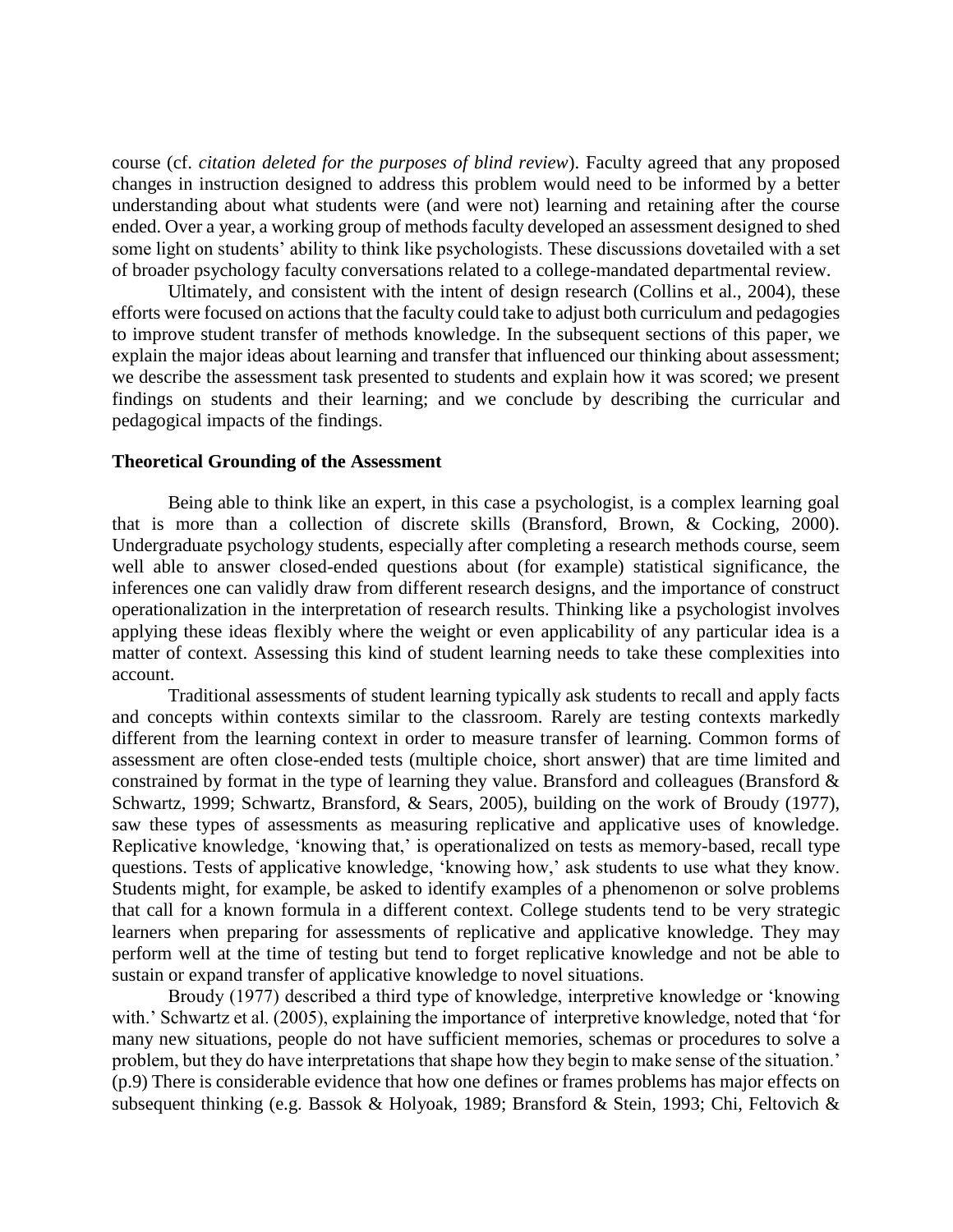course (cf. *citation deleted for the purposes of blind review*). Faculty agreed that any proposed changes in instruction designed to address this problem would need to be informed by a better understanding about what students were (and were not) learning and retaining after the course ended. Over a year, a working group of methods faculty developed an assessment designed to shed some light on students' ability to think like psychologists. These discussions dovetailed with a set of broader psychology faculty conversations related to a college-mandated departmental review.

Ultimately, and consistent with the intent of design research (Collins et al., 2004), these efforts were focused on actions that the faculty could take to adjust both curriculum and pedagogies to improve student transfer of methods knowledge. In the subsequent sections of this paper, we explain the major ideas about learning and transfer that influenced our thinking about assessment; we describe the assessment task presented to students and explain how it was scored; we present findings on students and their learning; and we conclude by describing the curricular and pedagogical impacts of the findings.

**Theoretical Grounding of the Assessment**

Being able to think like an expert, in this case a psychologist, is a complex learning goal that is more than a collection of discrete skills (Bransford, Brown, & Cocking, 2000). Undergraduate psychology students, especially after completing a research methods course, seem well able to answer closed-ended questions about (for example) statistical significance, the inferences one can validly draw from different research designs, and the importance of construct operationalization in the interpretation of research results. Thinking like a psychologist involves applying these ideas flexibly where the weight or even applicability of any particular idea is a matter of context. Assessing this kind of student learning needs to take these complexities into account.

Traditional assessments of student learning typically ask students to recall and apply facts and concepts within contexts similar to the classroom. Rarely are testing contexts markedly different from the learning context in order to measure transfer of learning. Common forms of assessment are often close-ended tests (multiple choice, short answer) that are time limited and constrained by format in the type of learning they value. Bransford and colleagues (Bransford & Schwartz, 1999; Schwartz, Bransford, & Sears, 2005), building on the work of Broudy (1977), saw these types of assessments as measuring replicative and applicative uses of knowledge. Replicative knowledge, 'knowing that,' is operationalized on tests as memory-based, recall type questions. Tests of applicative knowledge, 'knowing how,' ask students to use what they know. Students might, for example, be asked to identify examples of a phenomenon or solve problems that call for a known formula in a different context. College students tend to be very strategic learners when preparing for assessments of replicative and applicative knowledge. They may perform well at the time of testing but tend to forget replicative knowledge and not be able to sustain or expand transfer of applicative knowledge to novel situations.

Broudy (1977) described a third type of knowledge, interpretive knowledge or 'knowing with.' Schwartz et al. (2005), explaining the importance of interpretive knowledge, noted that 'for many new situations, people do not have sufficient memories, schemas or procedures to solve a problem, but they do have interpretations that shape how they begin to make sense of the situation.' (p.9) There is considerable evidence that how one defines or frames problems has major effects on subsequent thinking (e.g. Bassok & Holyoak, 1989; Bransford & Stein, 1993; Chi, Feltovich &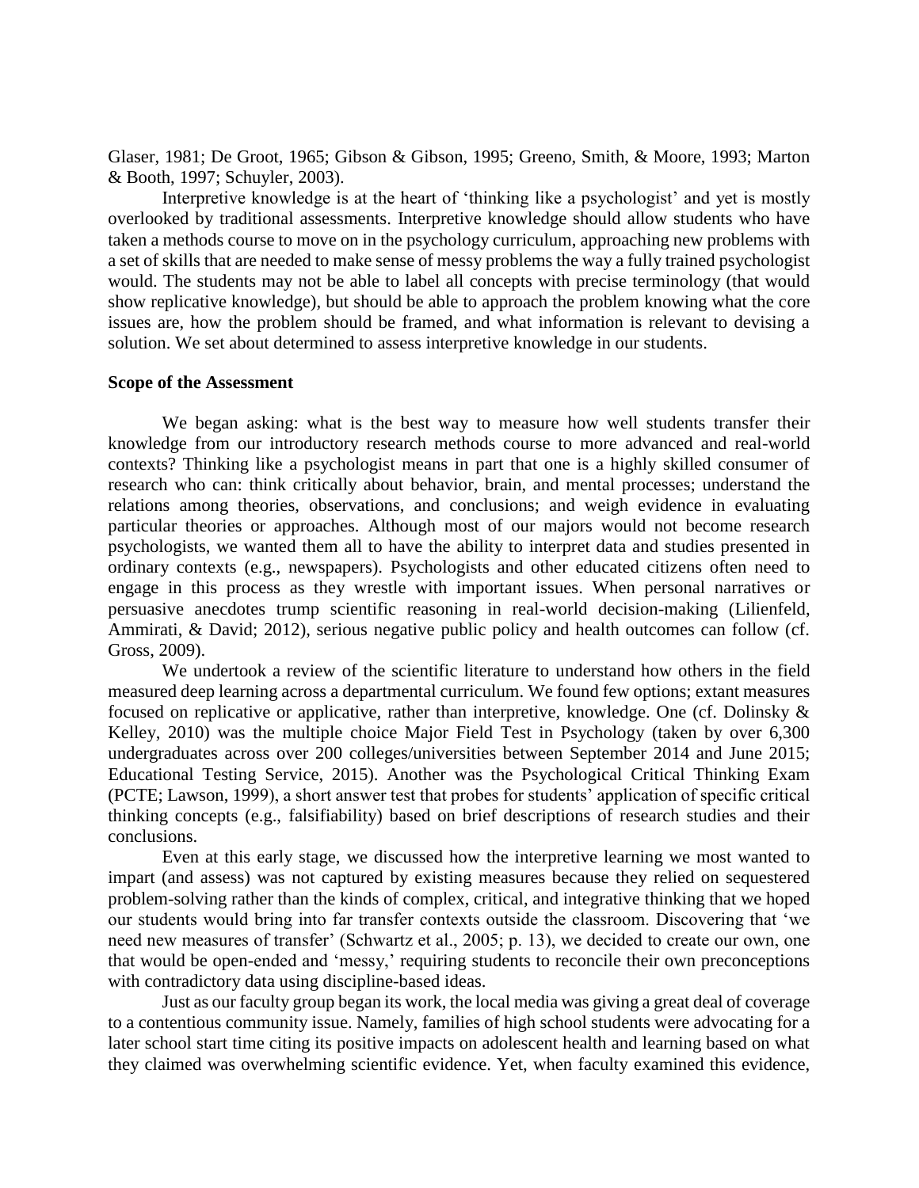Glaser, 1981; De Groot, 1965; Gibson & Gibson, 1995; Greeno, Smith, & Moore, 1993; Marton & Booth, 1997; Schuyler, 2003).

Interpretive knowledge is at the heart of 'thinking like a psychologist' and yet is mostly overlooked by traditional assessments. Interpretive knowledge should allow students who have taken a methods course to move on in the psychology curriculum, approaching new problems with a set of skills that are needed to make sense of messy problems the way a fully trained psychologist would. The students may not be able to label all concepts with precise terminology (that would show replicative knowledge), but should be able to approach the problem knowing what the core issues are, how the problem should be framed, and what information is relevant to devising a solution. We set about determined to assess interpretive knowledge in our students.

**Scope of the Assessment**

We began asking: what is the best way to measure how well students transfer their knowledge from our introductory research methods course to more advanced and real-world contexts? Thinking like a psychologist means in part that one is a highly skilled consumer of research who can: think critically about behavior, brain, and mental processes; understand the relations among theories, observations, and conclusions; and weigh evidence in evaluating particular theories or approaches. Although most of our majors would not become research psychologists, we wanted them all to have the ability to interpret data and studies presented in ordinary contexts (e.g., newspapers). Psychologists and other educated citizens often need to engage in this process as they wrestle with important issues. When personal narratives or persuasive anecdotes trump scientific reasoning in real-world decision-making (Lilienfeld, Ammirati, & David; 2012), serious negative public policy and health outcomes can follow (cf. Gross, 2009).

We undertook a review of the scientific literature to understand how others in the field measured deep learning across a departmental curriculum. We found few options; extant measures focused on replicative or applicative, rather than interpretive, knowledge. One (cf. Dolinsky & Kelley, 2010) was the multiple choice Major Field Test in Psychology (taken by over 6,300 undergraduates across over 200 colleges/universities between September 2014 and June 2015; Educational Testing Service, 2015). Another was the Psychological Critical Thinking Exam (PCTE; Lawson, 1999), a short answer test that probes for students' application of specific critical thinking concepts (e.g., falsifiability) based on brief descriptions of research studies and their conclusions.

Even at this early stage, we discussed how the interpretive learning we most wanted to impart (and assess) was not captured by existing measures because they relied on sequestered problem-solving rather than the kinds of complex, critical, and integrative thinking that we hoped our students would bring into far transfer contexts outside the classroom. Discovering that 'we need new measures of transfer' (Schwartz et al., 2005; p. 13), we decided to create our own, one that would be open-ended and 'messy,' requiring students to reconcile their own preconceptions with contradictory data using discipline-based ideas.

Just as our faculty group began its work, the local media was giving a great deal of coverage to a contentious community issue. Namely, families of high school students were advocating for a later school start time citing its positive impacts on adolescent health and learning based on what they claimed was overwhelming scientific evidence. Yet, when faculty examined this evidence,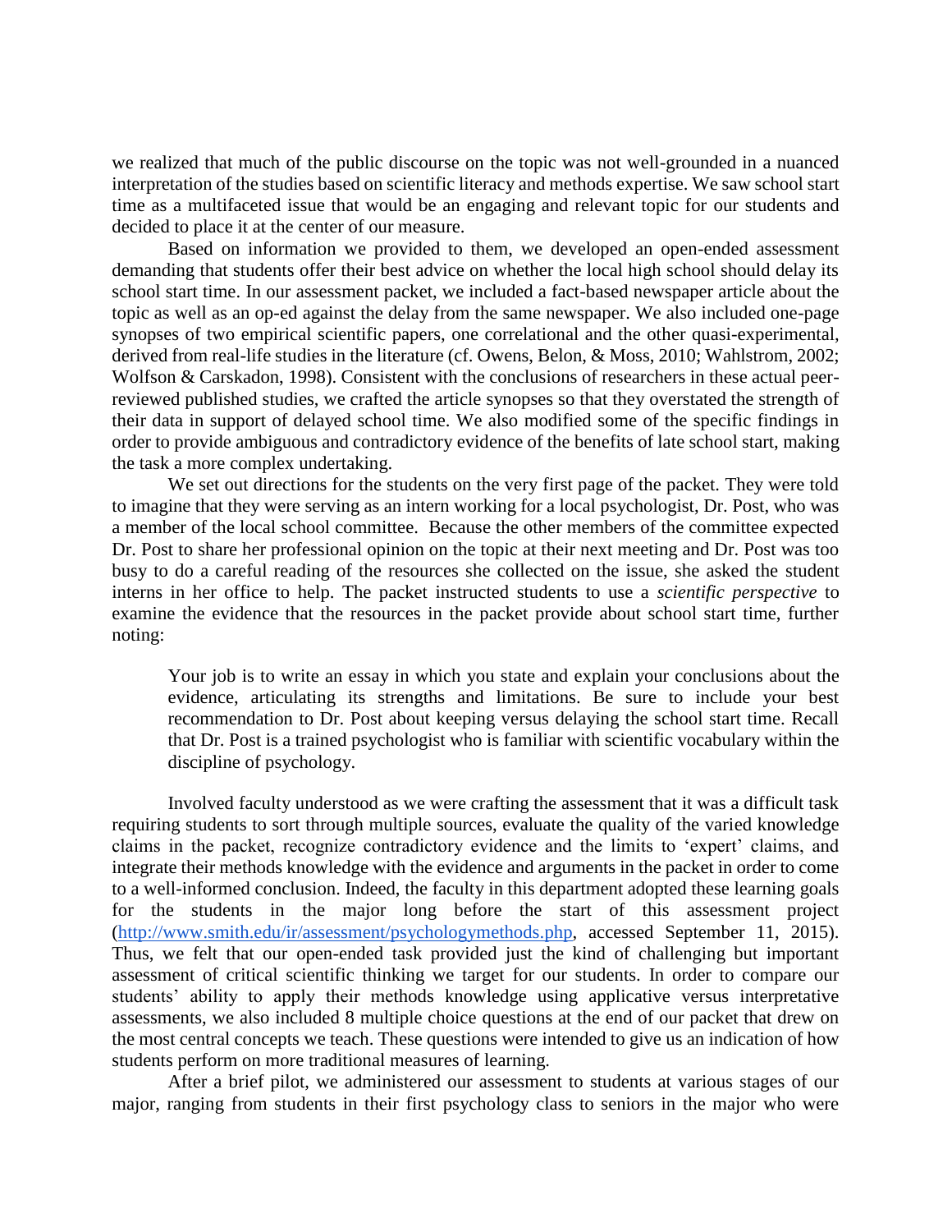we realized that much of the public discourse on the topic was not well-grounded in a nuanced interpretation of the studies based on scientific literacy and methods expertise. We saw school start time as a multifaceted issue that would be an engaging and relevant topic for our students and decided to place it at the center of our measure.

Based on information we provided to them, we developed an open-ended assessment demanding that students offer their best advice on whether the local high school should delay its school start time. In our assessment packet, we included a fact-based newspaper article about the topic as well as an op-ed against the delay from the same newspaper. We also included one-page synopses of two empirical scientific papers, one correlational and the other quasi-experimental, derived from real-life studies in the literature (cf. Owens, Belon, & Moss, 2010; Wahlstrom, 2002; Wolfson & Carskadon, 1998). Consistent with the conclusions of researchers in these actual peer-reviewed published studies, we crafted the article synopses so that they overstated the strength of their data in support of delayed school time. We also modified some of the specific findings in order to provide ambiguous and contradictory evidence of the benefits of late school start, making the task a more complex undertaking.

We set out directions for the students on the very first page of the packet. They were told to imagine that they were serving as an intern working for a local psychologist, Dr. Post, who was a member of the local school committee. Because the other members of the committee expected Dr. Post to share her professional opinion on the topic at their next meeting and Dr. Post was too busy to do a careful reading of the resources she collected on the issue, she asked the student interns in her office to help. The packet instructed students to use a *scientific perspective* to examine the evidence that the resources in the packet provide about school start time, further noting:

> Your job is to write an essay in which you state and explain your conclusions about the evidence, articulating its strengths and limitations. Be sure to include your best recommendation to Dr. Post about keeping versus delaying the school start time. Recall that Dr. Post is a trained psychologist who is familiar with scientific vocabulary within the discipline of psychology.

Involved faculty understood as we were crafting the assessment that it was a difficult task requiring students to sort through multiple sources, evaluate the quality of the varied knowledge claims in the packet, recognize contradictory evidence and the limits to 'expert' claims, and integrate their methods knowledge with the evidence and arguments in the packet in order to come to a well-informed conclusion. Indeed, the faculty in this department adopted these learning goals for the students in the major long before the start of this assessment project (http://www.smith.edu/ir/assessment/psychologymethods.php, accessed September 11, 2015). Thus, we felt that our open-ended task provided just the kind of challenging but important assessment of critical scientific thinking we target for our students. In order to compare our students' ability to apply their methods knowledge using applicative versus interpretative assessments, we also included 8 multiple choice questions at the end of our packet that drew on the most central concepts we teach. These questions were intended to give us an indication of how students perform on more traditional measures of learning.

After a brief pilot, we administered our assessment to students at various stages of our major, ranging from students in their first psychology class to seniors in the major who were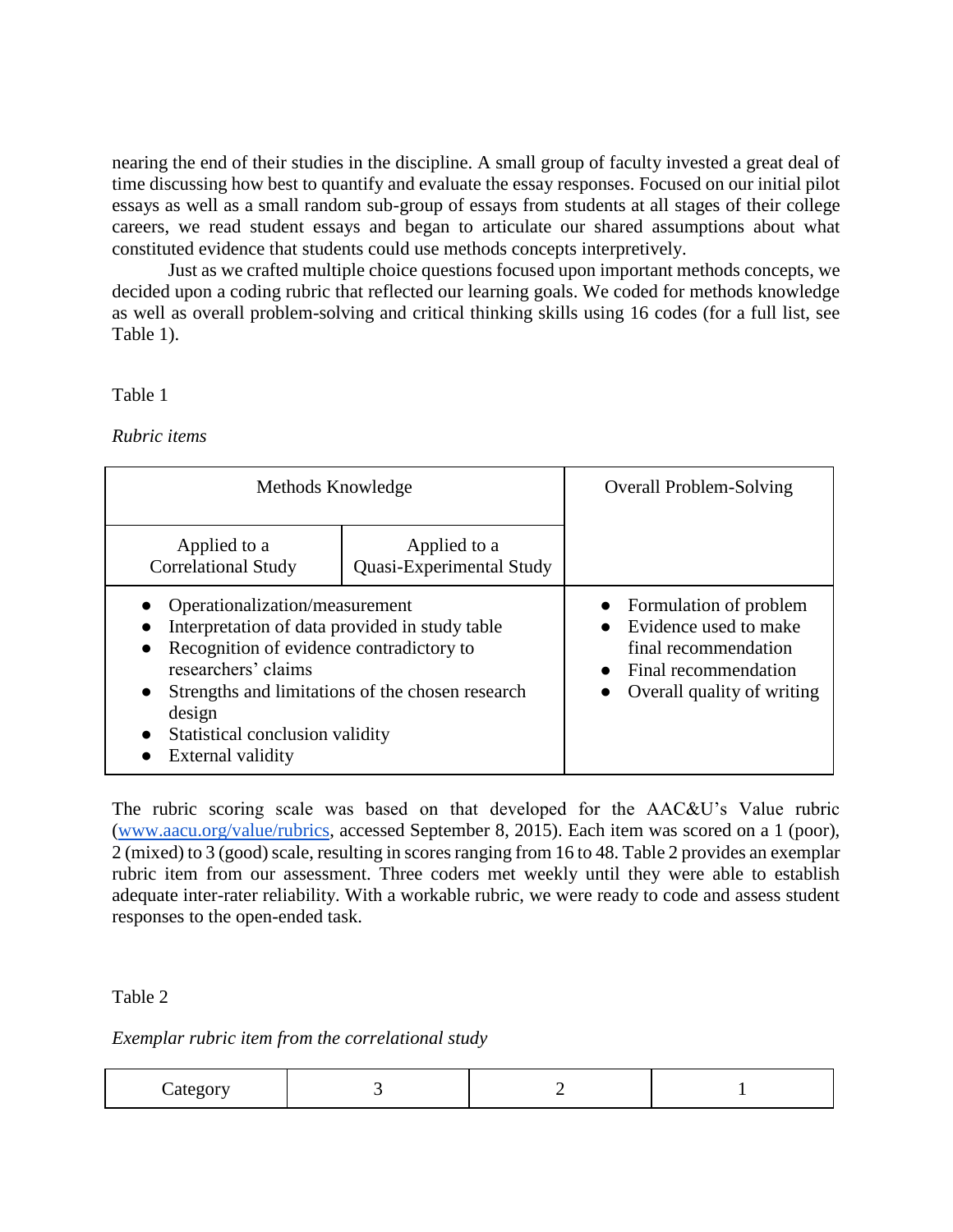nearing the end of their studies in the discipline. A small group of faculty invested a great deal of time discussing how best to quantify and evaluate the essay responses. Focused on our initial pilot essays as well as a small random sub-group of essays from students at all stages of their college careers, we read student essays and began to articulate our shared assumptions about what constituted evidence that students could use methods concepts interpretively.

Just as we crafted multiple choice questions focused upon important methods concepts, we decided upon a coding rubric that reflected our learning goals. We coded for methods knowledge as well as overall problem-solving and critical thinking skills using 16 codes (for a full list, see Table 1).

Table 1

*Rubric items*

| Methods Knowledge | | Overall Problem-Solving |
|---|---|---|
| Applied to a Correlational Study | Applied to a Quasi-Experimental Study | |
| • Operationalization/measurement<br>• Interpretation of data provided in study table<br>• Recognition of evidence contradictory to researchers' claims<br>• Strengths and limitations of the chosen research design<br>• Statistical conclusion validity<br>• External validity | | • Formulation of problem<br>• Evidence used to make final recommendation<br>• Final recommendation<br>• Overall quality of writing |

The rubric scoring scale was based on that developed for the AAC&U's Value rubric (www.aacu.org/value/rubrics, accessed September 8, 2015). Each item was scored on a 1 (poor), 2 (mixed) to 3 (good) scale, resulting in scores ranging from 16 to 48. Table 2 provides an exemplar rubric item from our assessment. Three coders met weekly until they were able to establish adequate inter-rater reliability. With a workable rubric, we were ready to code and assess student responses to the open-ended task.

Table 2

*Exemplar rubric item from the correlational study*

| Category | 3 | 2 | 1 |
|---|---|---|---|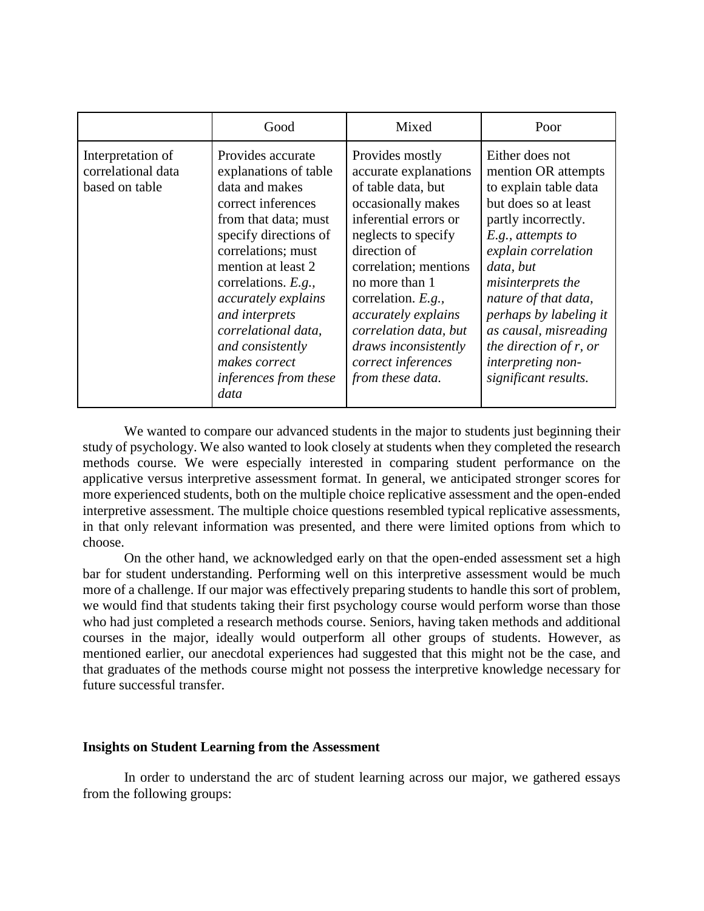| | Good | Mixed | Poor |
|---|---|---|---|
| Interpretation of correlational data based on table | Provides accurate explanations of table data and makes correct inferences from that data; must specify directions of correlations; must mention at least 2 correlations. *E.g., accurately explains and interprets correlational data, and consistently makes correct inferences from these data* | Provides mostly accurate explanations of table data, but occasionally makes inferential errors or neglects to specify direction of correlation; mentions no more than 1 correlation. *E.g., accurately explains correlation data, but draws inconsistently correct inferences from these data.* | Either does not mention OR attempts to explain table data but does so at least partly incorrectly. *E.g., attempts to explain correlation data, but misinterprets the nature of that data, perhaps by labeling it as causal, misreading the direction of r, or interpreting non-significant results.* |

We wanted to compare our advanced students in the major to students just beginning their study of psychology. We also wanted to look closely at students when they completed the research methods course. We were especially interested in comparing student performance on the applicative versus interpretive assessment format. In general, we anticipated stronger scores for more experienced students, both on the multiple choice replicative assessment and the open-ended interpretive assessment. The multiple choice questions resembled typical replicative assessments, in that only relevant information was presented, and there were limited options from which to choose.

On the other hand, we acknowledged early on that the open-ended assessment set a high bar for student understanding. Performing well on this interpretive assessment would be much more of a challenge. If our major was effectively preparing students to handle this sort of problem, we would find that students taking their first psychology course would perform worse than those who had just completed a research methods course. Seniors, having taken methods and additional courses in the major, ideally would outperform all other groups of students. However, as mentioned earlier, our anecdotal experiences had suggested that this might not be the case, and that graduates of the methods course might not possess the interpretive knowledge necessary for future successful transfer.

**Insights on Student Learning from the Assessment**

In order to understand the arc of student learning across our major, we gathered essays from the following groups: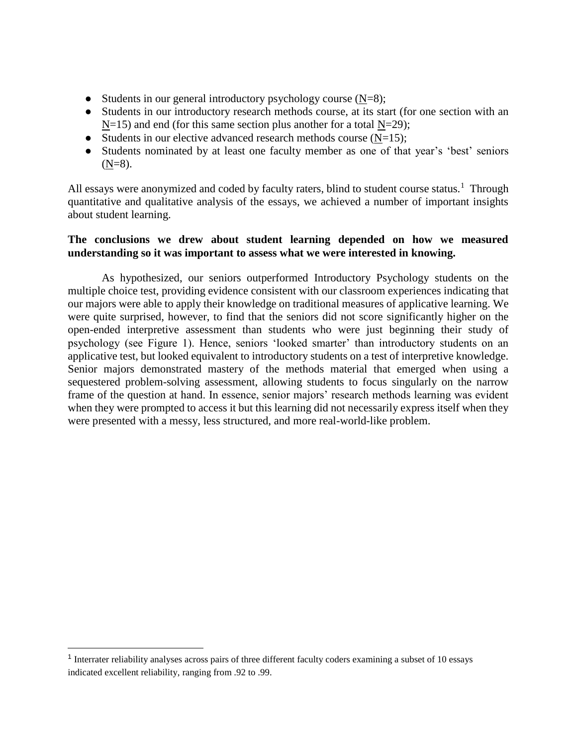- Students in our general introductory psychology course (N=8);
- Students in our introductory research methods course, at its start (for one section with an N=15) and end (for this same section plus another for a total N=29);
- Students in our elective advanced research methods course (N=15);
- Students nominated by at least one faculty member as one of that year's 'best' seniors (N=8).

All essays were anonymized and coded by faculty raters, blind to student course status.[1] Through quantitative and qualitative analysis of the essays, we achieved a number of important insights about student learning.

**The conclusions we drew about student learning depended on how we measured understanding so it was important to assess what we were interested in knowing.**

As hypothesized, our seniors outperformed Introductory Psychology students on the multiple choice test, providing evidence consistent with our classroom experiences indicating that our majors were able to apply their knowledge on traditional measures of applicative learning. We were quite surprised, however, to find that the seniors did not score significantly higher on the open-ended interpretive assessment than students who were just beginning their study of psychology (see Figure 1). Hence, seniors 'looked smarter' than introductory students on an applicative test, but looked equivalent to introductory students on a test of interpretive knowledge. Senior majors demonstrated mastery of the methods material that emerged when using a sequestered problem-solving assessment, allowing students to focus singularly on the narrow frame of the question at hand. In essence, senior majors' research methods learning was evident when they were prompted to access it but this learning did not necessarily express itself when they were presented with a messy, less structured, and more real-world-like problem.

[1] Interrater reliability analyses across pairs of three different faculty coders examining a subset of 10 essays indicated excellent reliability, ranging from .92 to .99.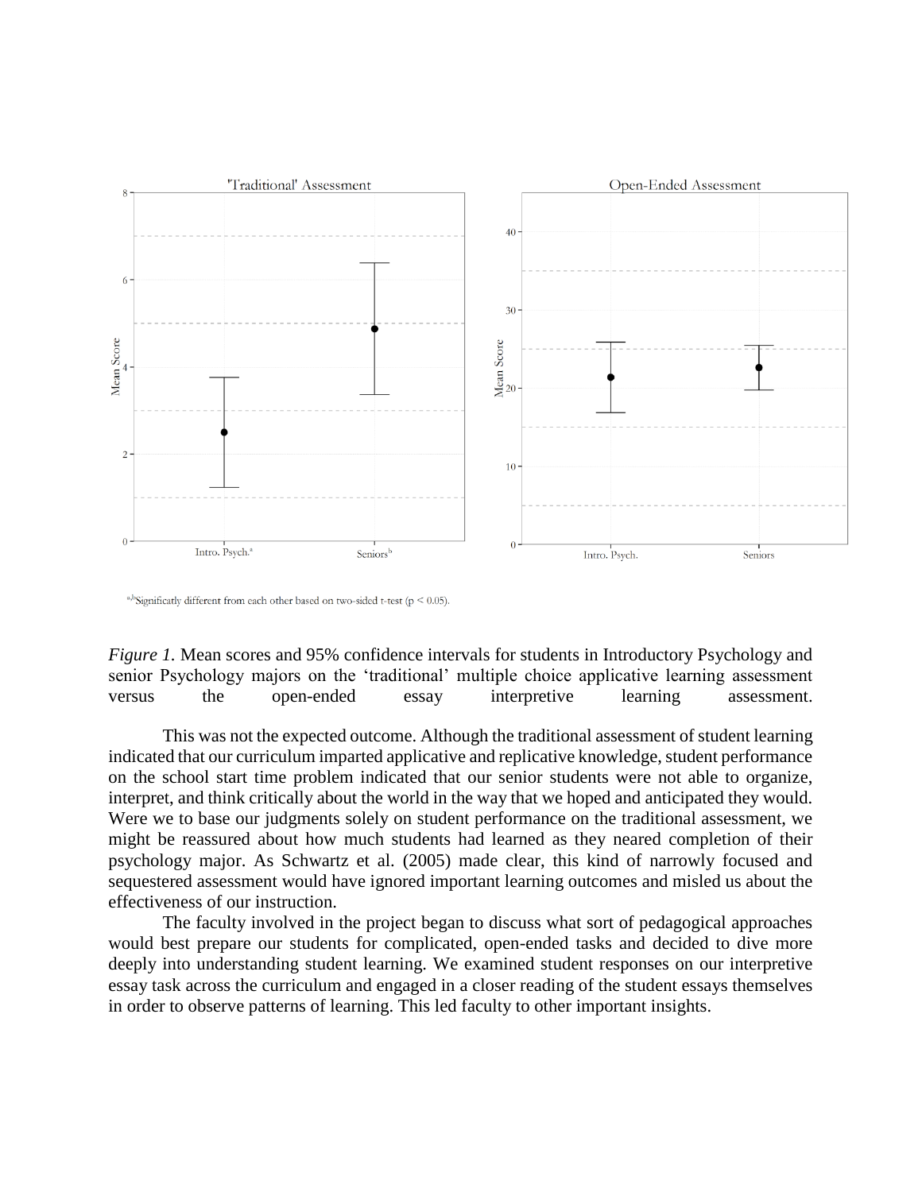'Traditional' Assessment

Open-Ended Assessment

Intro. Psych.[a] Seniors[b]

Intro. Psych. Seniors

[a,b]Significatly different from each other based on two-sided t-test ($p < 0.05$).

*Figure 1.* Mean scores and 95% confidence intervals for students in Introductory Psychology and senior Psychology majors on the 'traditional' multiple choice applicative learning assessment versus the open-ended essay interpretive learning assessment.

This was not the expected outcome. Although the traditional assessment of student learning indicated that our curriculum imparted applicative and replicative knowledge, student performance on the school start time problem indicated that our senior students were not able to organize, interpret, and think critically about the world in the way that we hoped and anticipated they would. Were we to base our judgments solely on student performance on the traditional assessment, we might be reassured about how much students had learned as they neared completion of their psychology major. As Schwartz et al. (2005) made clear, this kind of narrowly focused and sequestered assessment would have ignored important learning outcomes and misled us about the effectiveness of our instruction.

The faculty involved in the project began to discuss what sort of pedagogical approaches would best prepare our students for complicated, open-ended tasks and decided to dive more deeply into understanding student learning. We examined student responses on our interpretive essay task across the curriculum and engaged in a closer reading of the student essays themselves in order to observe patterns of learning. This led faculty to other important insights.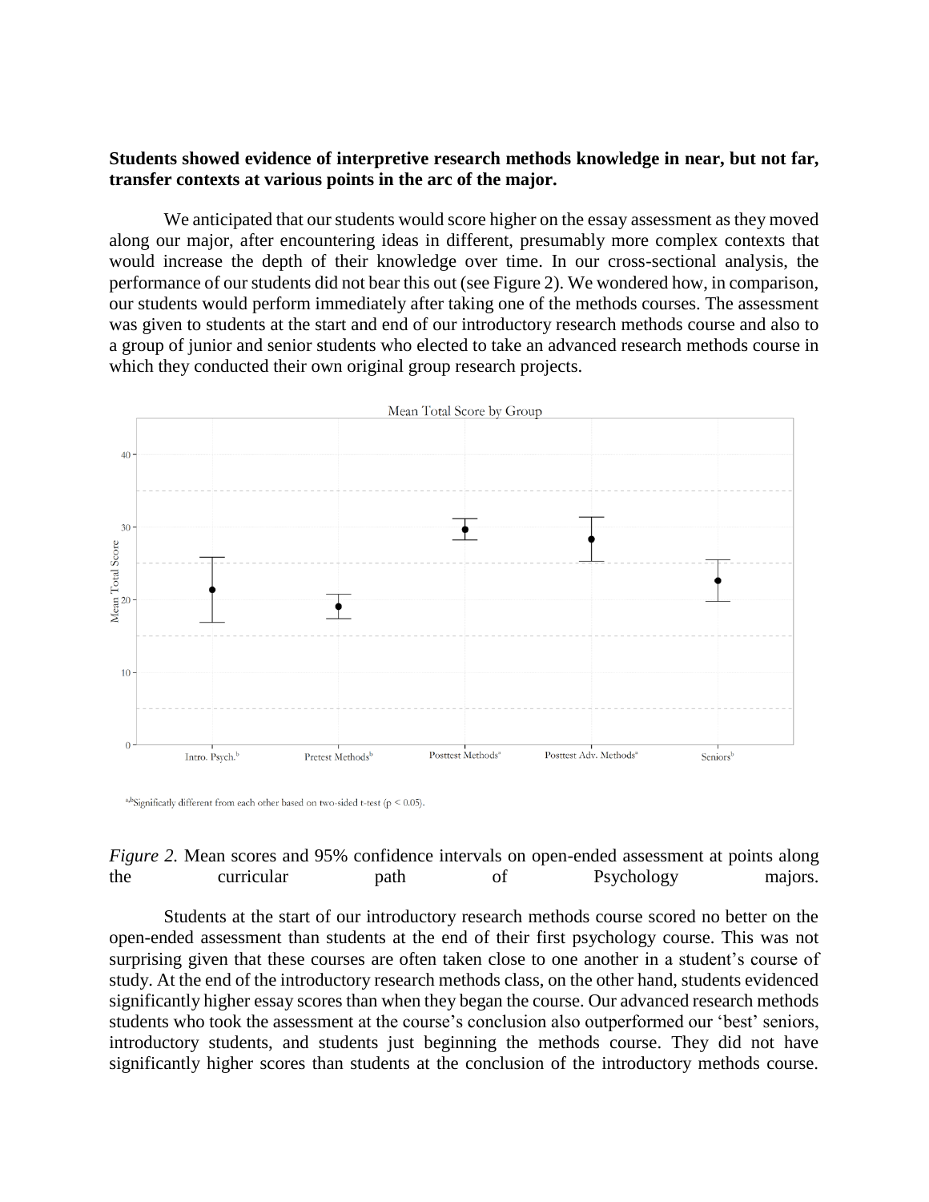**Students showed evidence of interpretive research methods knowledge in near, but not far, transfer contexts at various points in the arc of the major.**

We anticipated that our students would score higher on the essay assessment as they moved along our major, after encountering ideas in different, presumably more complex contexts that would increase the depth of their knowledge over time. In our cross-sectional analysis, the performance of our students did not bear this out (see Figure 2). We wondered how, in comparison, our students would perform immediately after taking one of the methods courses. The assessment was given to students at the start and end of our introductory research methods course and also to a group of junior and senior students who elected to take an advanced research methods course in which they conducted their own original group research projects.

*Figure 2.* Mean scores and 95% confidence intervals on open-ended assessment at points along the curricular path of Psychology majors.

Students at the start of our introductory research methods course scored no better on the open-ended assessment than students at the end of their first psychology course. This was not surprising given that these courses are often taken close to one another in a student's course of study. At the end of the introductory research methods class, on the other hand, students evidenced significantly higher essay scores than when they began the course. Our advanced research methods students who took the assessment at the course's conclusion also outperformed our 'best' seniors, introductory students, and students just beginning the methods course. They did not have significantly higher scores than students at the conclusion of the introductory methods course.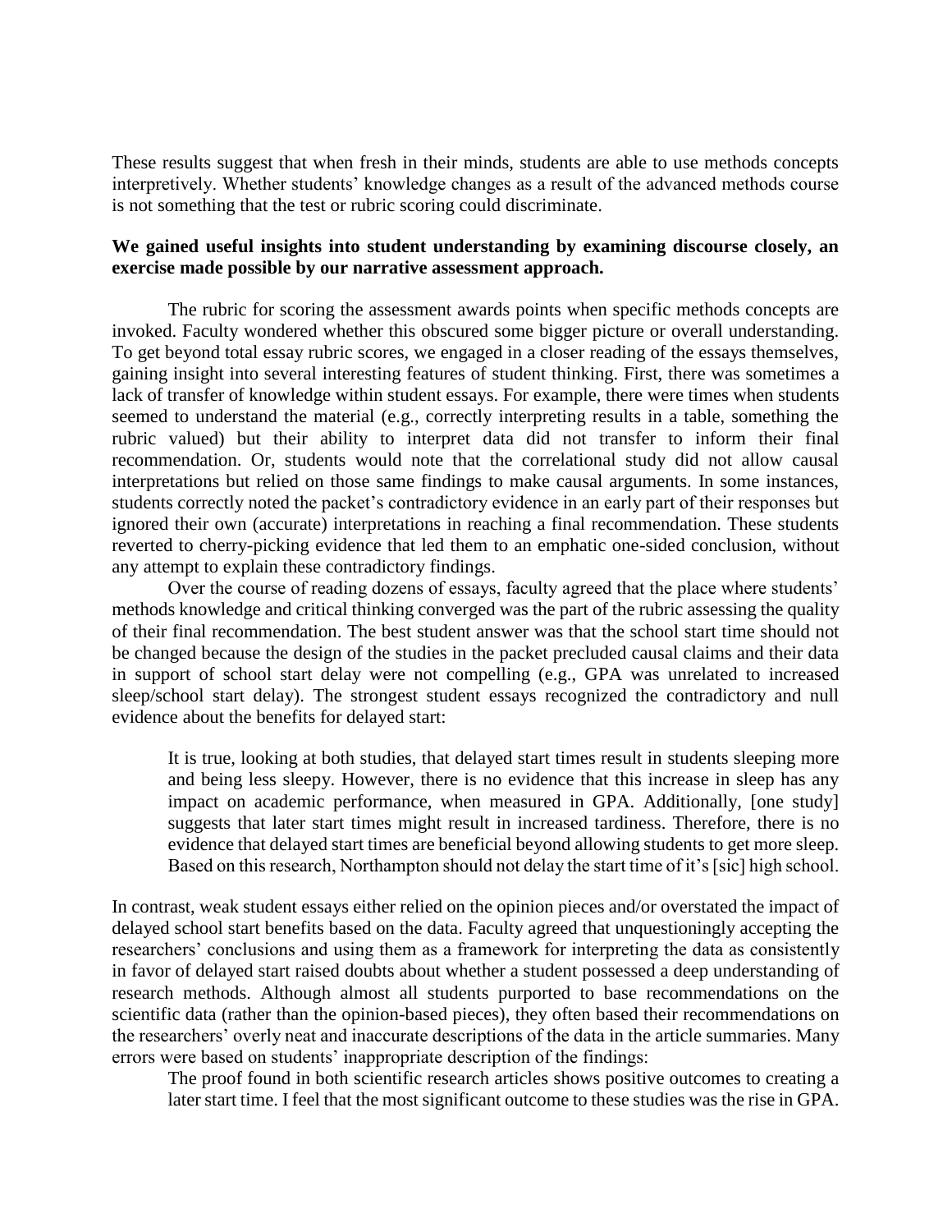These results suggest that when fresh in their minds, students are able to use methods concepts interpretively. Whether students' knowledge changes as a result of the advanced methods course is not something that the test or rubric scoring could discriminate.

**We gained useful insights into student understanding by examining discourse closely, an exercise made possible by our narrative assessment approach.**

The rubric for scoring the assessment awards points when specific methods concepts are invoked. Faculty wondered whether this obscured some bigger picture or overall understanding. To get beyond total essay rubric scores, we engaged in a closer reading of the essays themselves, gaining insight into several interesting features of student thinking. First, there was sometimes a lack of transfer of knowledge within student essays. For example, there were times when students seemed to understand the material (e.g., correctly interpreting results in a table, something the rubric valued) but their ability to interpret data did not transfer to inform their final recommendation. Or, students would note that the correlational study did not allow causal interpretations but relied on those same findings to make causal arguments. In some instances, students correctly noted the packet's contradictory evidence in an early part of their responses but ignored their own (accurate) interpretations in reaching a final recommendation. These students reverted to cherry-picking evidence that led them to an emphatic one-sided conclusion, without any attempt to explain these contradictory findings.

Over the course of reading dozens of essays, faculty agreed that the place where students' methods knowledge and critical thinking converged was the part of the rubric assessing the quality of their final recommendation. The best student answer was that the school start time should not be changed because the design of the studies in the packet precluded causal claims and their data in support of school start delay were not compelling (e.g., GPA was unrelated to increased sleep/school start delay). The strongest student essays recognized the contradictory and null evidence about the benefits for delayed start:

> It is true, looking at both studies, that delayed start times result in students sleeping more and being less sleepy. However, there is no evidence that this increase in sleep has any impact on academic performance, when measured in GPA. Additionally, [one study] suggests that later start times might result in increased tardiness. Therefore, there is no evidence that delayed start times are beneficial beyond allowing students to get more sleep. Based on this research, Northampton should not delay the start time of it's [sic] high school.

In contrast, weak student essays either relied on the opinion pieces and/or overstated the impact of delayed school start benefits based on the data. Faculty agreed that unquestioningly accepting the researchers' conclusions and using them as a framework for interpreting the data as consistently in favor of delayed start raised doubts about whether a student possessed a deep understanding of research methods. Although almost all students purported to base recommendations on the scientific data (rather than the opinion-based pieces), they often based their recommendations on the researchers' overly neat and inaccurate descriptions of the data in the article summaries. Many errors were based on students' inappropriate description of the findings:

> The proof found in both scientific research articles shows positive outcomes to creating a later start time. I feel that the most significant outcome to these studies was the rise in GPA.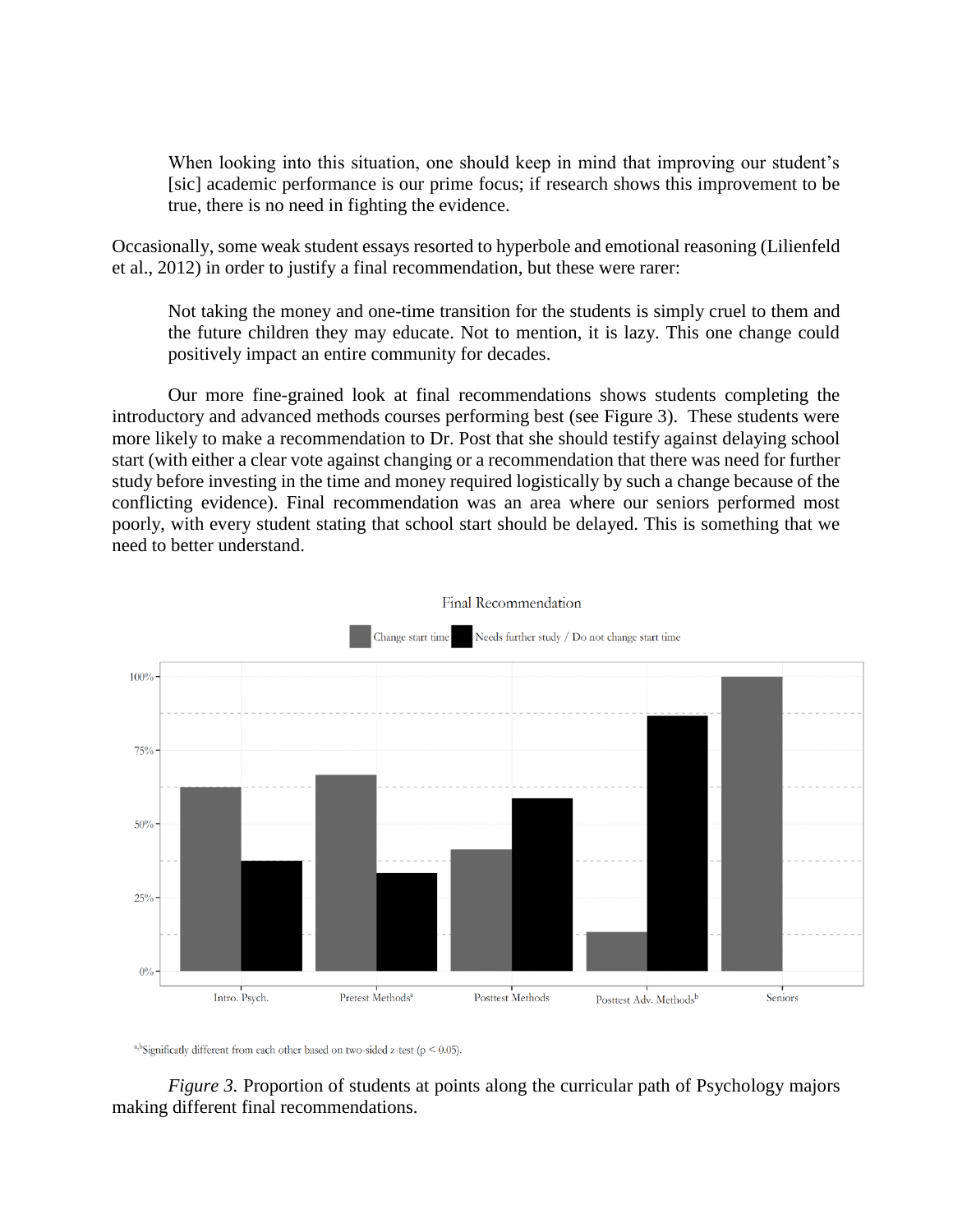> When looking into this situation, one should keep in mind that improving our student's [sic] academic performance is our prime focus; if research shows this improvement to be true, there is no need in fighting the evidence.

Occasionally, some weak student essays resorted to hyperbole and emotional reasoning (Lilienfeld et al., 2012) in order to justify a final recommendation, but these were rarer:

> Not taking the money and one-time transition for the students is simply cruel to them and the future children they may educate. Not to mention, it is lazy. This one change could positively impact an entire community for decades.

Our more fine-grained look at final recommendations shows students completing the introductory and advanced methods courses performing best (see Figure 3). These students were more likely to make a recommendation to Dr. Post that she should testify against delaying school start (with either a clear vote against changing or a recommendation that there was need for further study before investing in the time and money required logistically by such a change because of the conflicting evidence). Final recommendation was an area where our seniors performed most poorly, with every student stating that school start should be delayed. This is something that we need to better understand.

[a,b]Significatly different from each other based on two-sided z-test ($p < 0.05$).

*Figure 3.* Proportion of students at points along the curricular path of Psychology majors making different final recommendations.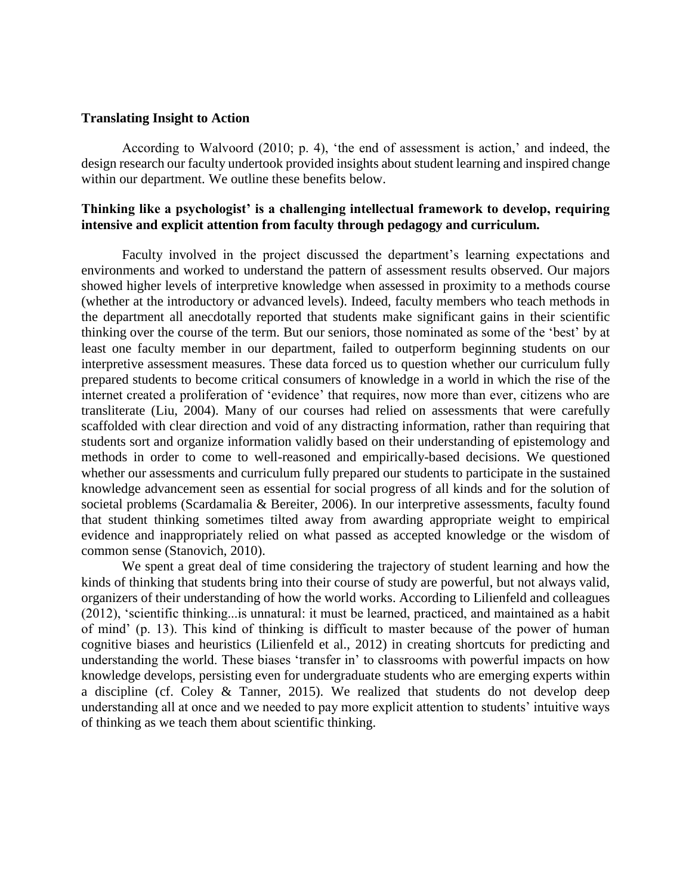### Translating Insight to Action

According to Walvoord (2010; p. 4), 'the end of assessment is action,' and indeed, the design research our faculty undertook provided insights about student learning and inspired change within our department. We outline these benefits below.

#### Thinking like a psychologist' is a challenging intellectual framework to develop, requiring intensive and explicit attention from faculty through pedagogy and curriculum.

Faculty involved in the project discussed the department's learning expectations and environments and worked to understand the pattern of assessment results observed. Our majors showed higher levels of interpretive knowledge when assessed in proximity to a methods course (whether at the introductory or advanced levels). Indeed, faculty members who teach methods in the department all anecdotally reported that students make significant gains in their scientific thinking over the course of the term. But our seniors, those nominated as some of the 'best' by at least one faculty member in our department, failed to outperform beginning students on our interpretive assessment measures. These data forced us to question whether our curriculum fully prepared students to become critical consumers of knowledge in a world in which the rise of the internet created a proliferation of 'evidence' that requires, now more than ever, citizens who are transliterate (Liu, 2004). Many of our courses had relied on assessments that were carefully scaffolded with clear direction and void of any distracting information, rather than requiring that students sort and organize information validly based on their understanding of epistemology and methods in order to come to well-reasoned and empirically-based decisions. We questioned whether our assessments and curriculum fully prepared our students to participate in the sustained knowledge advancement seen as essential for social progress of all kinds and for the solution of societal problems (Scardamalia & Bereiter, 2006). In our interpretive assessments, faculty found that student thinking sometimes tilted away from awarding appropriate weight to empirical evidence and inappropriately relied on what passed as accepted knowledge or the wisdom of common sense (Stanovich, 2010).

We spent a great deal of time considering the trajectory of student learning and how the kinds of thinking that students bring into their course of study are powerful, but not always valid, organizers of their understanding of how the world works. According to Lilienfeld and colleagues (2012), 'scientific thinking...is unnatural: it must be learned, practiced, and maintained as a habit of mind' (p. 13). This kind of thinking is difficult to master because of the power of human cognitive biases and heuristics (Lilienfeld et al., 2012) in creating shortcuts for predicting and understanding the world. These biases 'transfer in' to classrooms with powerful impacts on how knowledge develops, persisting even for undergraduate students who are emerging experts within a discipline (cf. Coley & Tanner, 2015). We realized that students do not develop deep understanding all at once and we needed to pay more explicit attention to students' intuitive ways of thinking as we teach them about scientific thinking.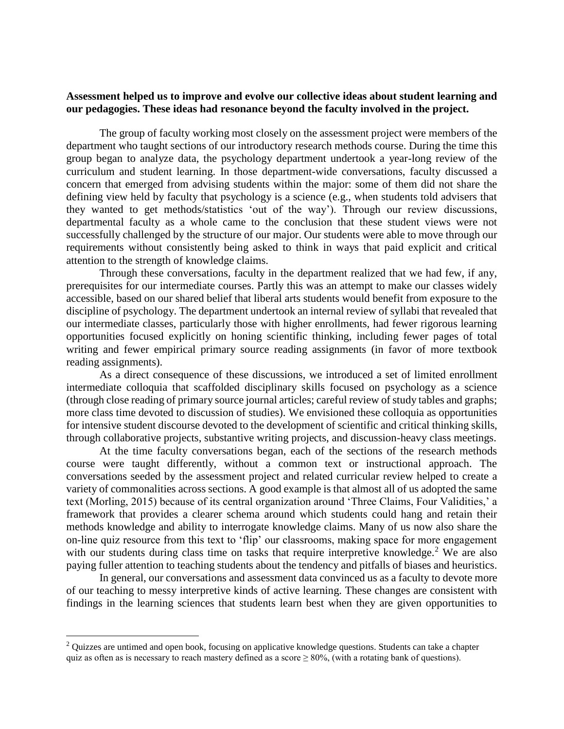**Assessment helped us to improve and evolve our collective ideas about student learning and our pedagogies. These ideas had resonance beyond the faculty involved in the project.**

The group of faculty working most closely on the assessment project were members of the department who taught sections of our introductory research methods course. During the time this group began to analyze data, the psychology department undertook a year-long review of the curriculum and student learning. In those department-wide conversations, faculty discussed a concern that emerged from advising students within the major: some of them did not share the defining view held by faculty that psychology is a science (e.g., when students told advisers that they wanted to get methods/statistics 'out of the way'). Through our review discussions, departmental faculty as a whole came to the conclusion that these student views were not successfully challenged by the structure of our major. Our students were able to move through our requirements without consistently being asked to think in ways that paid explicit and critical attention to the strength of knowledge claims.

Through these conversations, faculty in the department realized that we had few, if any, prerequisites for our intermediate courses. Partly this was an attempt to make our classes widely accessible, based on our shared belief that liberal arts students would benefit from exposure to the discipline of psychology. The department undertook an internal review of syllabi that revealed that our intermediate classes, particularly those with higher enrollments, had fewer rigorous learning opportunities focused explicitly on honing scientific thinking, including fewer pages of total writing and fewer empirical primary source reading assignments (in favor of more textbook reading assignments).

As a direct consequence of these discussions, we introduced a set of limited enrollment intermediate colloquia that scaffolded disciplinary skills focused on psychology as a science (through close reading of primary source journal articles; careful review of study tables and graphs; more class time devoted to discussion of studies). We envisioned these colloquia as opportunities for intensive student discourse devoted to the development of scientific and critical thinking skills, through collaborative projects, substantive writing projects, and discussion-heavy class meetings.

At the time faculty conversations began, each of the sections of the research methods course were taught differently, without a common text or instructional approach. The conversations seeded by the assessment project and related curricular review helped to create a variety of commonalities across sections. A good example is that almost all of us adopted the same text (Morling, 2015) because of its central organization around 'Three Claims, Four Validities,' a framework that provides a clearer schema around which students could hang and retain their methods knowledge and ability to interrogate knowledge claims. Many of us now also share the on-line quiz resource from this text to 'flip' our classrooms, making space for more engagement with our students during class time on tasks that require interpretive knowledge.[2] We are also paying fuller attention to teaching students about the tendency and pitfalls of biases and heuristics.

In general, our conversations and assessment data convinced us as a faculty to devote more of our teaching to messy interpretive kinds of active learning. These changes are consistent with findings in the learning sciences that students learn best when they are given opportunities to

[2] Quizzes are untimed and open book, focusing on applicative knowledge questions. Students can take a chapter quiz as often as is necessary to reach mastery defined as a score ≥ 80%, (with a rotating bank of questions).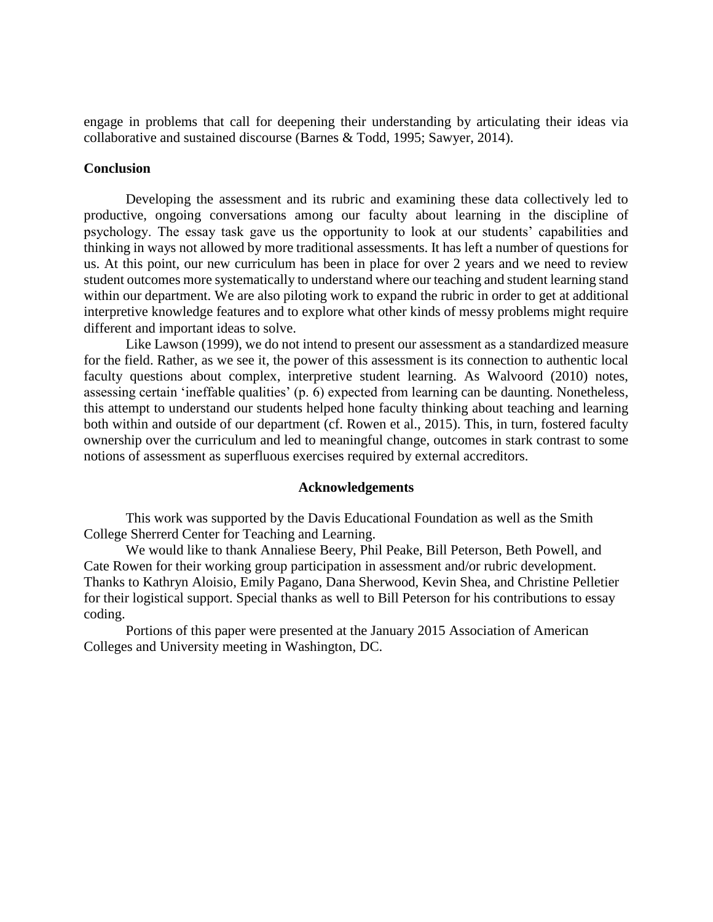engage in problems that call for deepening their understanding by articulating their ideas via collaborative and sustained discourse (Barnes & Todd, 1995; Sawyer, 2014).

## Conclusion

Developing the assessment and its rubric and examining these data collectively led to productive, ongoing conversations among our faculty about learning in the discipline of psychology. The essay task gave us the opportunity to look at our students' capabilities and thinking in ways not allowed by more traditional assessments. It has left a number of questions for us. At this point, our new curriculum has been in place for over 2 years and we need to review student outcomes more systematically to understand where our teaching and student learning stand within our department. We are also piloting work to expand the rubric in order to get at additional interpretive knowledge features and to explore what other kinds of messy problems might require different and important ideas to solve.

Like Lawson (1999), we do not intend to present our assessment as a standardized measure for the field. Rather, as we see it, the power of this assessment is its connection to authentic local faculty questions about complex, interpretive student learning. As Walvoord (2010) notes, assessing certain 'ineffable qualities' (p. 6) expected from learning can be daunting. Nonetheless, this attempt to understand our students helped hone faculty thinking about teaching and learning both within and outside of our department (cf. Rowen et al., 2015). This, in turn, fostered faculty ownership over the curriculum and led to meaningful change, outcomes in stark contrast to some notions of assessment as superfluous exercises required by external accreditors.

## Acknowledgements

This work was supported by the Davis Educational Foundation as well as the Smith College Sherrerd Center for Teaching and Learning.

We would like to thank Annaliese Beery, Phil Peake, Bill Peterson, Beth Powell, and Cate Rowen for their working group participation in assessment and/or rubric development. Thanks to Kathryn Aloisio, Emily Pagano, Dana Sherwood, Kevin Shea, and Christine Pelletier for their logistical support. Special thanks as well to Bill Peterson for his contributions to essay coding.

Portions of this paper were presented at the January 2015 Association of American Colleges and University meeting in Washington, DC.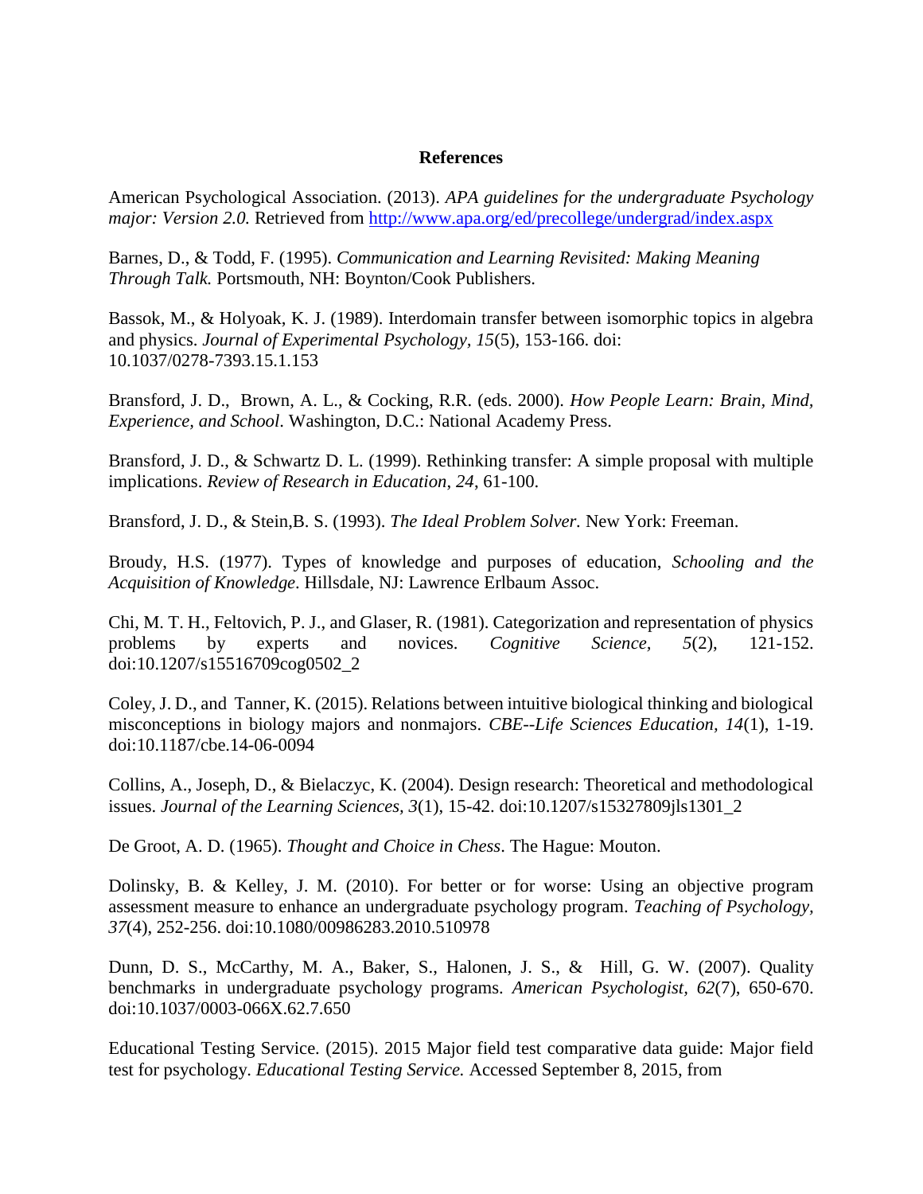## References

American Psychological Association. (2013). *APA guidelines for the undergraduate Psychology major: Version 2.0.* Retrieved from http://www.apa.org/ed/precollege/undergrad/index.aspx

Barnes, D., & Todd, F. (1995). *Communication and Learning Revisited: Making Meaning Through Talk.* Portsmouth, NH: Boynton/Cook Publishers.

Bassok, M., & Holyoak, K. J. (1989). Interdomain transfer between isomorphic topics in algebra and physics. *Journal of Experimental Psychology, 15*(5), 153-166. doi: 10.1037/0278-7393.15.1.153

Bransford, J. D., Brown, A. L., & Cocking, R.R. (eds. 2000). *How People Learn: Brain, Mind, Experience, and School*. Washington, D.C.: National Academy Press.

Bransford, J. D., & Schwartz D. L. (1999). Rethinking transfer: A simple proposal with multiple implications. *Review of Research in Education*, *24*, 61-100.

Bransford, J. D., & Stein,B. S. (1993). *The Ideal Problem Solver.* New York: Freeman.

Broudy, H.S. (1977). Types of knowledge and purposes of education, *Schooling and the Acquisition of Knowledge*. Hillsdale, NJ: Lawrence Erlbaum Assoc.

Chi, M. T. H., Feltovich, P. J., and Glaser, R. (1981). Categorization and representation of physics problems by experts and novices. *Cognitive Science, 5*(2), 121-152. doi:10.1207/s15516709cog0502_2

Coley, J. D., and Tanner, K. (2015). Relations between intuitive biological thinking and biological misconceptions in biology majors and nonmajors. *CBE--Life Sciences Education, 14*(1), 1-19. doi:10.1187/cbe.14-06-0094

Collins, A., Joseph, D., & Bielaczyc, K. (2004). Design research: Theoretical and methodological issues. *Journal of the Learning Sciences, 3*(1), 15-42. doi:10.1207/s15327809jls1301_2

De Groot, A. D. (1965). *Thought and Choice in Chess*. The Hague: Mouton.

Dolinsky, B. & Kelley, J. M. (2010). For better or for worse: Using an objective program assessment measure to enhance an undergraduate psychology program. *Teaching of Psychology, 37*(4), 252-256. doi:10.1080/00986283.2010.510978

Dunn, D. S., McCarthy, M. A., Baker, S., Halonen, J. S., & Hill, G. W. (2007). Quality benchmarks in undergraduate psychology programs. *American Psychologist, 62*(7), 650-670. doi:10.1037/0003-066X.62.7.650

Educational Testing Service. (2015). 2015 Major field test comparative data guide: Major field test for psychology. *Educational Testing Service.* Accessed September 8, 2015, from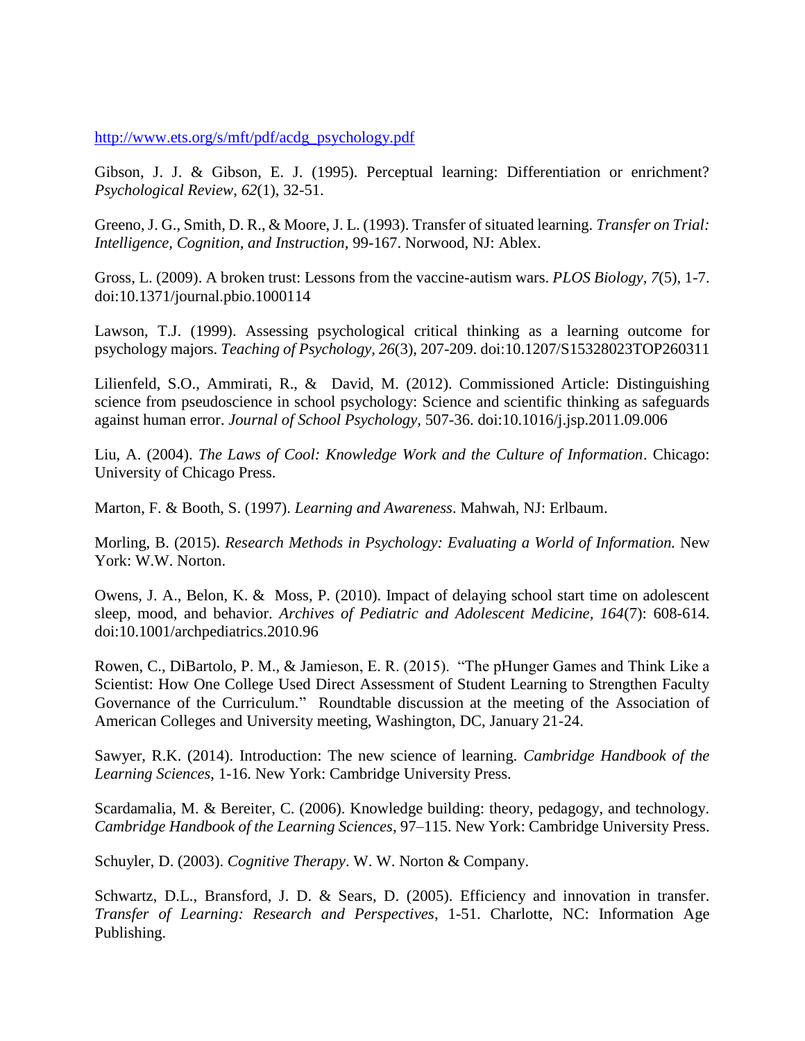http://www.ets.org/s/mft/pdf/acdg_psychology.pdf

Gibson, J. J. & Gibson, E. J. (1995). Perceptual learning: Differentiation or enrichment? *Psychological Review*, *62*(1), 32-51.

Greeno, J. G., Smith, D. R., & Moore, J. L. (1993). Transfer of situated learning. *Transfer on Trial: Intelligence, Cognition, and Instruction*, 99-167. Norwood, NJ: Ablex.

Gross, L. (2009). A broken trust: Lessons from the vaccine-autism wars. *PLOS Biology, 7*(5), 1-7. doi:10.1371/journal.pbio.1000114

Lawson, T.J. (1999). Assessing psychological critical thinking as a learning outcome for psychology majors. *Teaching of Psychology, 26*(3), 207-209. doi:10.1207/S15328023TOP260311

Lilienfeld, S.O., Ammirati, R., & David, M. (2012). Commissioned Article: Distinguishing science from pseudoscience in school psychology: Science and scientific thinking as safeguards against human error. *Journal of School Psychology*, 507-36. doi:10.1016/j.jsp.2011.09.006

Liu, A. (2004). *The Laws of Cool: Knowledge Work and the Culture of Information*. Chicago: University of Chicago Press.

Marton, F. & Booth, S. (1997). *Learning and Awareness*. Mahwah, NJ: Erlbaum.

Morling, B. (2015). *Research Methods in Psychology: Evaluating a World of Information.* New York: W.W. Norton.

Owens, J. A., Belon, K. & Moss, P. (2010). Impact of delaying school start time on adolescent sleep, mood, and behavior. *Archives of Pediatric and Adolescent Medicine, 164*(7): 608-614. doi:10.1001/archpediatrics.2010.96

Rowen, C., DiBartolo, P. M., & Jamieson, E. R. (2015). "The pHunger Games and Think Like a Scientist: How One College Used Direct Assessment of Student Learning to Strengthen Faculty Governance of the Curriculum." Roundtable discussion at the meeting of the Association of American Colleges and University meeting, Washington, DC, January 21-24.

Sawyer, R.K. (2014). Introduction: The new science of learning. *Cambridge Handbook of the Learning Sciences*, 1-16. New York: Cambridge University Press.

Scardamalia, M. & Bereiter, C. (2006). Knowledge building: theory, pedagogy, and technology. *Cambridge Handbook of the Learning Sciences*, 97–115. New York: Cambridge University Press.

Schuyler, D. (2003). *Cognitive Therapy*. W. W. Norton & Company.

Schwartz, D.L., Bransford, J. D. & Sears, D. (2005). Efficiency and innovation in transfer. *Transfer of Learning: Research and Perspectives*, 1-51. Charlotte, NC: Information Age Publishing.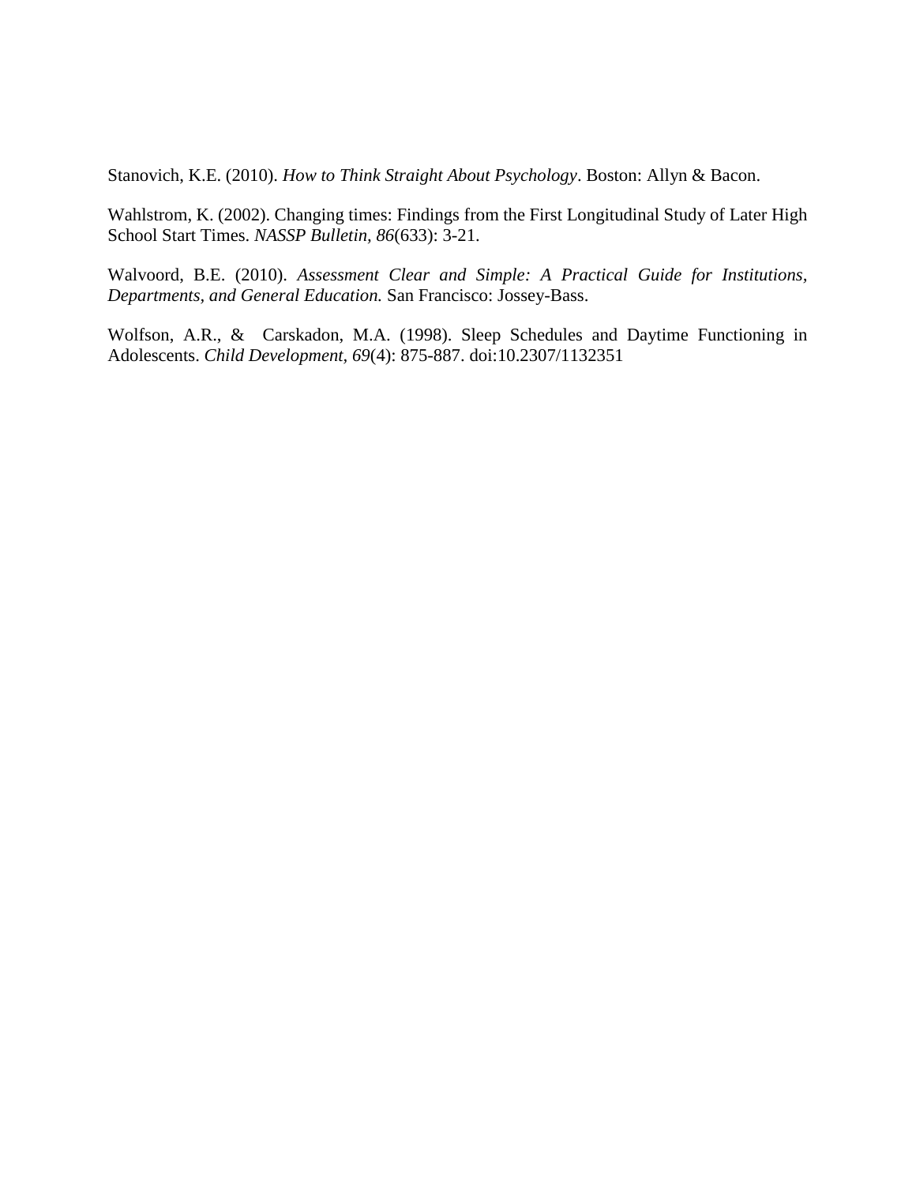Stanovich, K.E. (2010). *How to Think Straight About Psychology*. Boston: Allyn & Bacon.

Wahlstrom, K. (2002). Changing times: Findings from the First Longitudinal Study of Later High School Start Times. *NASSP Bulletin, 86*(633): 3-21.

Walvoord, B.E. (2010). *Assessment Clear and Simple: A Practical Guide for Institutions, Departments, and General Education.* San Francisco: Jossey-Bass.

Wolfson, A.R., & Carskadon, M.A. (1998). Sleep Schedules and Daytime Functioning in Adolescents. *Child Development*, *69*(4): 875-887. doi:10.2307/1132351